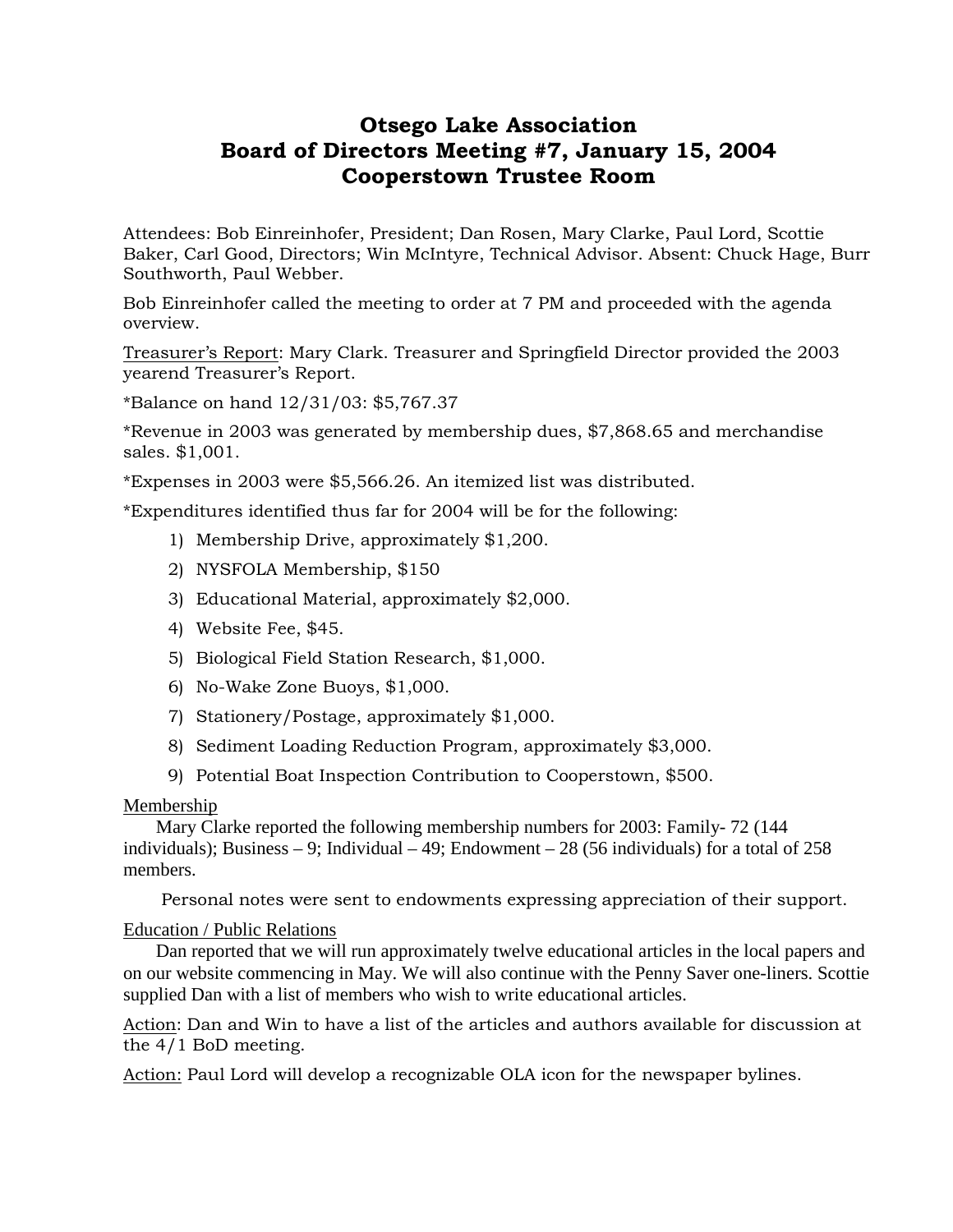# Otsego Lake Association
# Board of Directors Meeting #7, January 15, 2004
# Cooperstown Trustee Room

Attendees: Bob Einreinhofer, President; Dan Rosen, Mary Clarke, Paul Lord, Scottie Baker, Carl Good, Directors; Win McIntyre, Technical Advisor. Absent: Chuck Hage, Burr Southworth, Paul Webber.

Bob Einreinhofer called the meeting to order at 7 PM and proceeded with the agenda overview.

Treasurer's Report: Mary Clark. Treasurer and Springfield Director provided the 2003 yearend Treasurer's Report.

*Balance on hand 12/31/03: $5,767.37

*Revenue in 2003 was generated by membership dues, $7,868.65 and merchandise sales. $1,001.

*Expenses in 2003 were $5,566.26. An itemized list was distributed.

*Expenditures identified thus far for 2004 will be for the following:

1) Membership Drive, approximately $1,200.
2) NYSFOLA Membership, $150
3) Educational Material, approximately $2,000.
4) Website Fee, $45.
5) Biological Field Station Research, $1,000.
6) No-Wake Zone Buoys, $1,000.
7) Stationery/Postage, approximately $1,000.
8) Sediment Loading Reduction Program, approximately $3,000.
9) Potential Boat Inspection Contribution to Cooperstown, $500.

Membership

Mary Clarke reported the following membership numbers for 2003: Family- 72 (144 individuals); Business – 9; Individual – 49; Endowment – 28 (56 individuals) for a total of 258 members.

Personal notes were sent to endowments expressing appreciation of their support.

Education / Public Relations

Dan reported that we will run approximately twelve educational articles in the local papers and on our website commencing in May. We will also continue with the Penny Saver one-liners. Scottie supplied Dan with a list of members who wish to write educational articles.

Action: Dan and Win to have a list of the articles and authors available for discussion at the 4/1 BoD meeting.

Action: Paul Lord will develop a recognizable OLA icon for the newspaper bylines.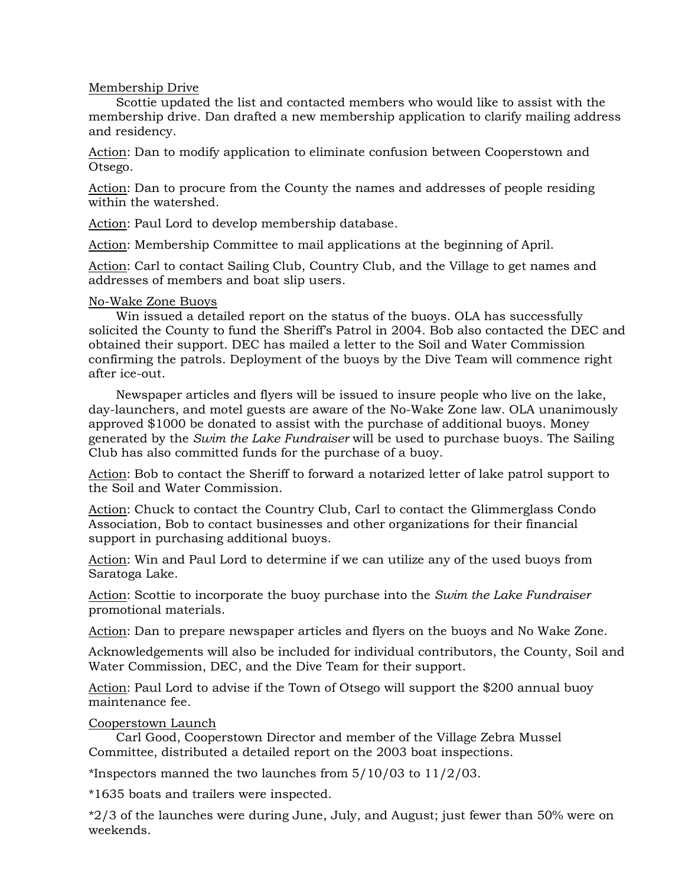Membership Drive

Scottie updated the list and contacted members who would like to assist with the membership drive. Dan drafted a new membership application to clarify mailing address and residency.

Action: Dan to modify application to eliminate confusion between Cooperstown and Otsego.

Action: Dan to procure from the County the names and addresses of people residing within the watershed.

Action: Paul Lord to develop membership database.

Action: Membership Committee to mail applications at the beginning of April.

Action: Carl to contact Sailing Club, Country Club, and the Village to get names and addresses of members and boat slip users.

No-Wake Zone Buoys

Win issued a detailed report on the status of the buoys. OLA has successfully solicited the County to fund the Sheriff's Patrol in 2004. Bob also contacted the DEC and obtained their support. DEC has mailed a letter to the Soil and Water Commission confirming the patrols. Deployment of the buoys by the Dive Team will commence right after ice-out.

Newspaper articles and flyers will be issued to insure people who live on the lake, day-launchers, and motel guests are aware of the No-Wake Zone law. OLA unanimously approved $1000 be donated to assist with the purchase of additional buoys. Money generated by the *Swim the Lake Fundraiser* will be used to purchase buoys. The Sailing Club has also committed funds for the purchase of a buoy.

Action: Bob to contact the Sheriff to forward a notarized letter of lake patrol support to the Soil and Water Commission.

Action: Chuck to contact the Country Club, Carl to contact the Glimmerglass Condo Association, Bob to contact businesses and other organizations for their financial support in purchasing additional buoys.

Action: Win and Paul Lord to determine if we can utilize any of the used buoys from Saratoga Lake.

Action: Scottie to incorporate the buoy purchase into the *Swim the Lake Fundraiser* promotional materials.

Action: Dan to prepare newspaper articles and flyers on the buoys and No Wake Zone.

Acknowledgements will also be included for individual contributors, the County, Soil and Water Commission, DEC, and the Dive Team for their support.

Action: Paul Lord to advise if the Town of Otsego will support the $200 annual buoy maintenance fee.

Cooperstown Launch

Carl Good, Cooperstown Director and member of the Village Zebra Mussel Committee, distributed a detailed report on the 2003 boat inspections.

*Inspectors manned the two launches from 5/10/03 to 11/2/03.

*1635 boats and trailers were inspected.

*2/3 of the launches were during June, July, and August; just fewer than 50% were on weekends.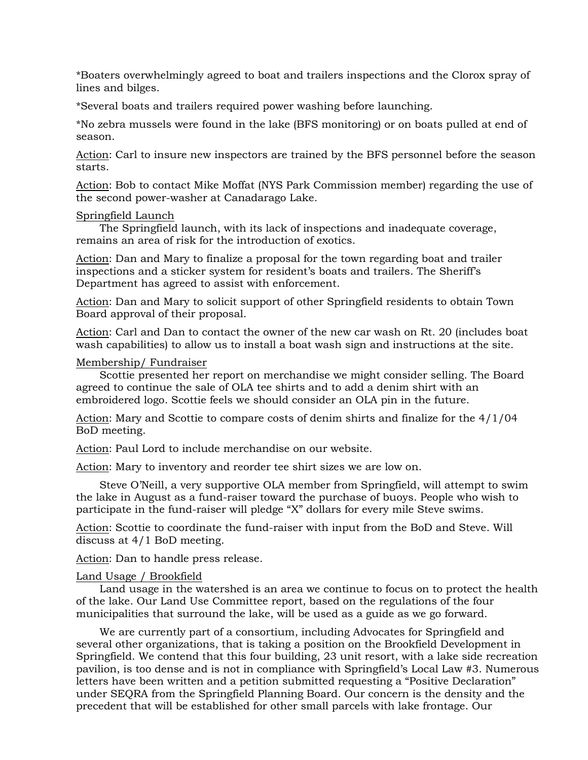*Boaters overwhelmingly agreed to boat and trailers inspections and the Clorox spray of lines and bilges.

*Several boats and trailers required power washing before launching.

*No zebra mussels were found in the lake (BFS monitoring) or on boats pulled at end of season.

<u>Action</u>: Carl to insure new inspectors are trained by the BFS personnel before the season starts.

<u>Action</u>: Bob to contact Mike Moffat (NYS Park Commission member) regarding the use of the second power-washer at Canadarago Lake.

<u>Springfield Launch</u>

The Springfield launch, with its lack of inspections and inadequate coverage, remains an area of risk for the introduction of exotics.

<u>Action</u>: Dan and Mary to finalize a proposal for the town regarding boat and trailer inspections and a sticker system for resident's boats and trailers. The Sheriff's Department has agreed to assist with enforcement.

<u>Action</u>: Dan and Mary to solicit support of other Springfield residents to obtain Town Board approval of their proposal.

<u>Action</u>: Carl and Dan to contact the owner of the new car wash on Rt. 20 (includes boat wash capabilities) to allow us to install a boat wash sign and instructions at the site.

<u>Membership/ Fundraiser</u>

Scottie presented her report on merchandise we might consider selling. The Board agreed to continue the sale of OLA tee shirts and to add a denim shirt with an embroidered logo. Scottie feels we should consider an OLA pin in the future.

<u>Action</u>: Mary and Scottie to compare costs of denim shirts and finalize for the 4/1/04 BoD meeting.

<u>Action</u>: Paul Lord to include merchandise on our website.

<u>Action</u>: Mary to inventory and reorder tee shirt sizes we are low on.

Steve O'Neill, a very supportive OLA member from Springfield, will attempt to swim the lake in August as a fund-raiser toward the purchase of buoys. People who wish to participate in the fund-raiser will pledge "X" dollars for every mile Steve swims.

<u>Action</u>: Scottie to coordinate the fund-raiser with input from the BoD and Steve. Will discuss at 4/1 BoD meeting.

<u>Action</u>: Dan to handle press release.

<u>Land Usage / Brookfield</u>

Land usage in the watershed is an area we continue to focus on to protect the health of the lake. Our Land Use Committee report, based on the regulations of the four municipalities that surround the lake, will be used as a guide as we go forward.

We are currently part of a consortium, including Advocates for Springfield and several other organizations, that is taking a position on the Brookfield Development in Springfield. We contend that this four building, 23 unit resort, with a lake side recreation pavilion, is too dense and is not in compliance with Springfield's Local Law #3. Numerous letters have been written and a petition submitted requesting a "Positive Declaration" under SEQRA from the Springfield Planning Board. Our concern is the density and the precedent that will be established for other small parcels with lake frontage. Our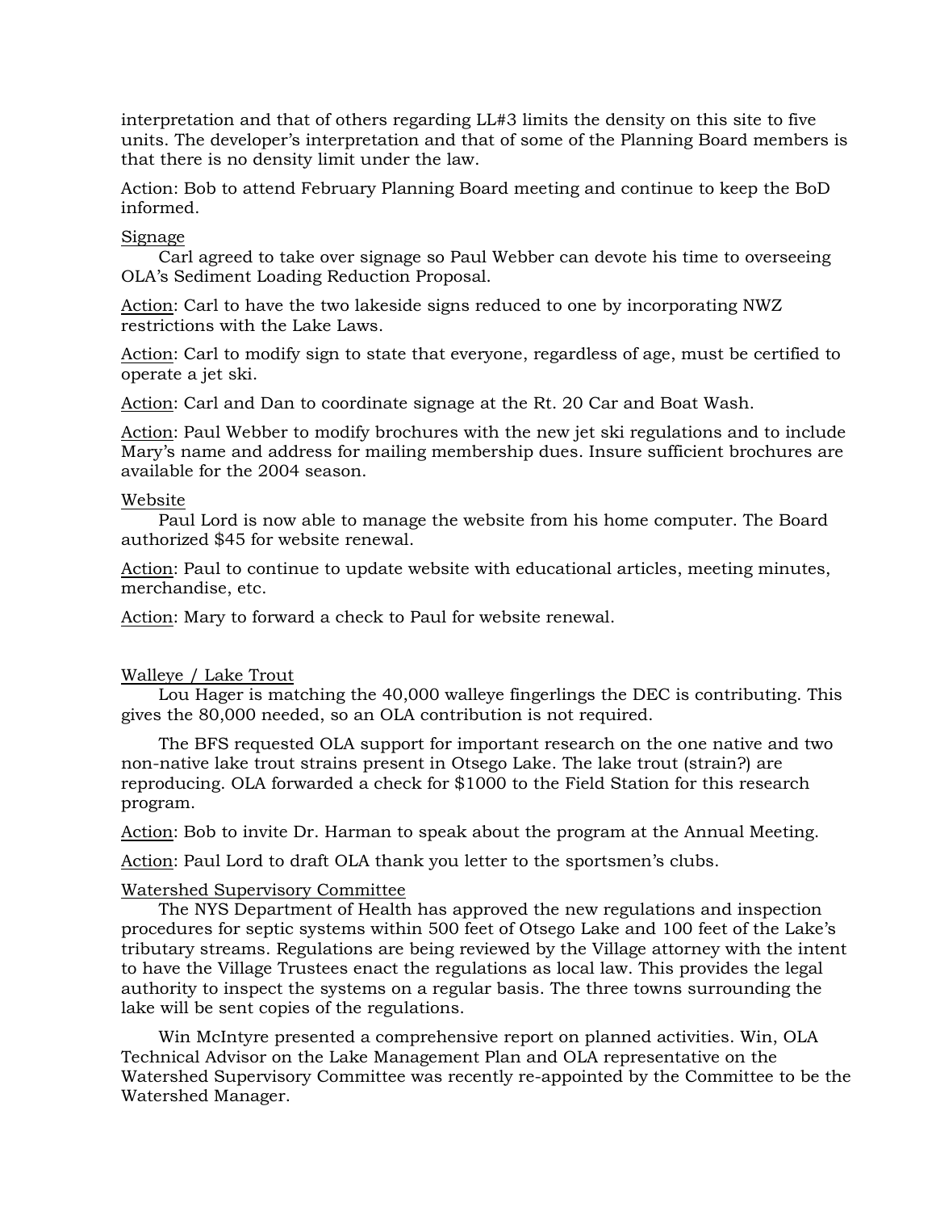interpretation and that of others regarding LL#3 limits the density on this site to five units. The developer's interpretation and that of some of the Planning Board members is that there is no density limit under the law.

Action: Bob to attend February Planning Board meeting and continue to keep the BoD informed.

<u>Signage</u>

Carl agreed to take over signage so Paul Webber can devote his time to overseeing OLA's Sediment Loading Reduction Proposal.

<u>Action</u>: Carl to have the two lakeside signs reduced to one by incorporating NWZ restrictions with the Lake Laws.

<u>Action</u>: Carl to modify sign to state that everyone, regardless of age, must be certified to operate a jet ski.

<u>Action</u>: Carl and Dan to coordinate signage at the Rt. 20 Car and Boat Wash.

<u>Action</u>: Paul Webber to modify brochures with the new jet ski regulations and to include Mary's name and address for mailing membership dues. Insure sufficient brochures are available for the 2004 season.

<u>Website</u>

Paul Lord is now able to manage the website from his home computer. The Board authorized $45 for website renewal.

<u>Action</u>: Paul to continue to update website with educational articles, meeting minutes, merchandise, etc.

<u>Action</u>: Mary to forward a check to Paul for website renewal.

<u>Walleye / Lake Trout</u>

Lou Hager is matching the 40,000 walleye fingerlings the DEC is contributing. This gives the 80,000 needed, so an OLA contribution is not required.

The BFS requested OLA support for important research on the one native and two non-native lake trout strains present in Otsego Lake. The lake trout (strain?) are reproducing. OLA forwarded a check for $1000 to the Field Station for this research program.

<u>Action</u>: Bob to invite Dr. Harman to speak about the program at the Annual Meeting.

<u>Action</u>: Paul Lord to draft OLA thank you letter to the sportsmen's clubs.

<u>Watershed Supervisory Committee</u>

The NYS Department of Health has approved the new regulations and inspection procedures for septic systems within 500 feet of Otsego Lake and 100 feet of the Lake's tributary streams. Regulations are being reviewed by the Village attorney with the intent to have the Village Trustees enact the regulations as local law. This provides the legal authority to inspect the systems on a regular basis. The three towns surrounding the lake will be sent copies of the regulations.

Win McIntyre presented a comprehensive report on planned activities. Win, OLA Technical Advisor on the Lake Management Plan and OLA representative on the Watershed Supervisory Committee was recently re-appointed by the Committee to be the Watershed Manager.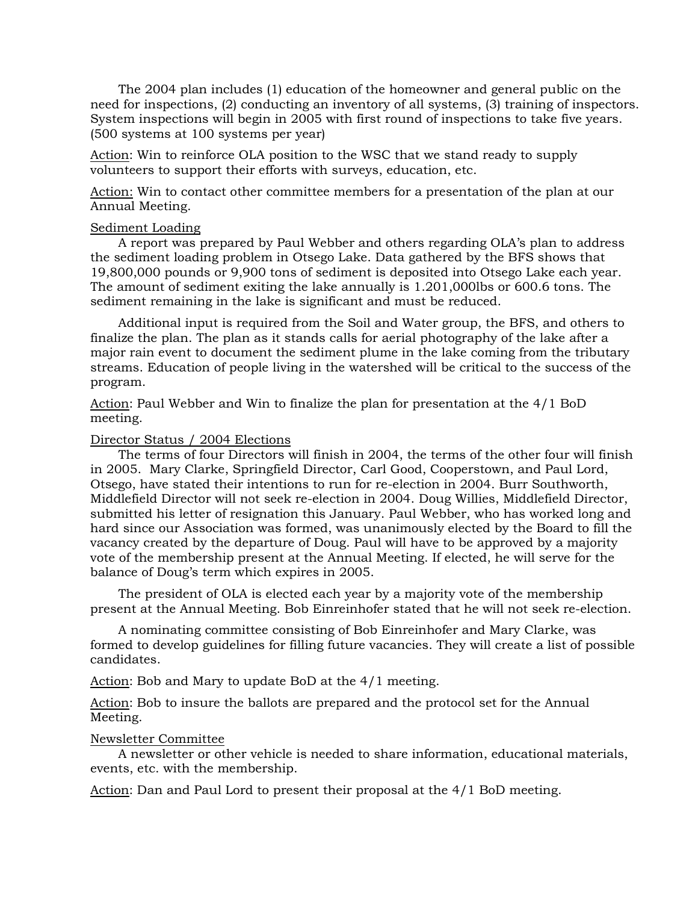The 2004 plan includes (1) education of the homeowner and general public on the need for inspections, (2) conducting an inventory of all systems, (3) training of inspectors. System inspections will begin in 2005 with first round of inspections to take five years. (500 systems at 100 systems per year)

Action: Win to reinforce OLA position to the WSC that we stand ready to supply volunteers to support their efforts with surveys, education, etc.

Action: Win to contact other committee members for a presentation of the plan at our Annual Meeting.

Sediment Loading

A report was prepared by Paul Webber and others regarding OLA's plan to address the sediment loading problem in Otsego Lake. Data gathered by the BFS shows that 19,800,000 pounds or 9,900 tons of sediment is deposited into Otsego Lake each year. The amount of sediment exiting the lake annually is 1.201,000lbs or 600.6 tons. The sediment remaining in the lake is significant and must be reduced.

Additional input is required from the Soil and Water group, the BFS, and others to finalize the plan. The plan as it stands calls for aerial photography of the lake after a major rain event to document the sediment plume in the lake coming from the tributary streams. Education of people living in the watershed will be critical to the success of the program.

Action: Paul Webber and Win to finalize the plan for presentation at the 4/1 BoD meeting.

Director Status / 2004 Elections

The terms of four Directors will finish in 2004, the terms of the other four will finish in 2005. Mary Clarke, Springfield Director, Carl Good, Cooperstown, and Paul Lord, Otsego, have stated their intentions to run for re-election in 2004. Burr Southworth, Middlefield Director will not seek re-election in 2004. Doug Willies, Middlefield Director, submitted his letter of resignation this January. Paul Webber, who has worked long and hard since our Association was formed, was unanimously elected by the Board to fill the vacancy created by the departure of Doug. Paul will have to be approved by a majority vote of the membership present at the Annual Meeting. If elected, he will serve for the balance of Doug's term which expires in 2005.

The president of OLA is elected each year by a majority vote of the membership present at the Annual Meeting. Bob Einreinhofer stated that he will not seek re-election.

A nominating committee consisting of Bob Einreinhofer and Mary Clarke, was formed to develop guidelines for filling future vacancies. They will create a list of possible candidates.

Action: Bob and Mary to update BoD at the 4/1 meeting.

Action: Bob to insure the ballots are prepared and the protocol set for the Annual Meeting.

Newsletter Committee

A newsletter or other vehicle is needed to share information, educational materials, events, etc. with the membership.

Action: Dan and Paul Lord to present their proposal at the 4/1 BoD meeting.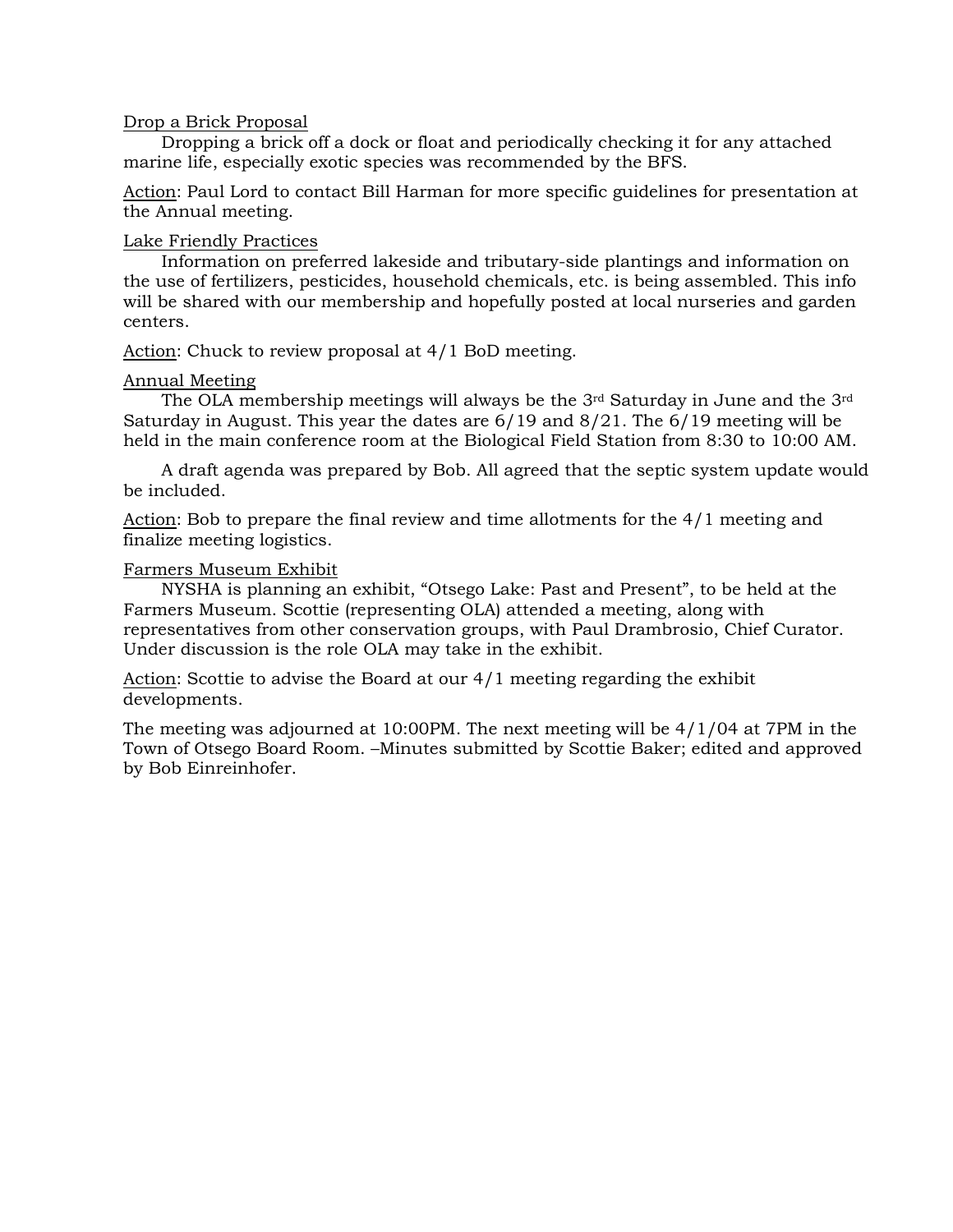<u>Drop a Brick Proposal</u>

Dropping a brick off a dock or float and periodically checking it for any attached marine life, especially exotic species was recommended by the BFS.

<u>Action</u>: Paul Lord to contact Bill Harman for more specific guidelines for presentation at the Annual meeting.

<u>Lake Friendly Practices</u>

Information on preferred lakeside and tributary-side plantings and information on the use of fertilizers, pesticides, household chemicals, etc. is being assembled. This info will be shared with our membership and hopefully posted at local nurseries and garden centers.

<u>Action</u>: Chuck to review proposal at 4/1 BoD meeting.

<u>Annual Meeting</u>

The OLA membership meetings will always be the 3rd Saturday in June and the 3rd Saturday in August. This year the dates are 6/19 and 8/21. The 6/19 meeting will be held in the main conference room at the Biological Field Station from 8:30 to 10:00 AM.

A draft agenda was prepared by Bob. All agreed that the septic system update would be included.

<u>Action</u>: Bob to prepare the final review and time allotments for the 4/1 meeting and finalize meeting logistics.

<u>Farmers Museum Exhibit</u>

NYSHA is planning an exhibit, "Otsego Lake: Past and Present", to be held at the Farmers Museum. Scottie (representing OLA) attended a meeting, along with representatives from other conservation groups, with Paul Drambrosio, Chief Curator. Under discussion is the role OLA may take in the exhibit.

<u>Action</u>: Scottie to advise the Board at our 4/1 meeting regarding the exhibit developments.

The meeting was adjourned at 10:00PM. The next meeting will be 4/1/04 at 7PM in the Town of Otsego Board Room. –Minutes submitted by Scottie Baker; edited and approved by Bob Einreinhofer.